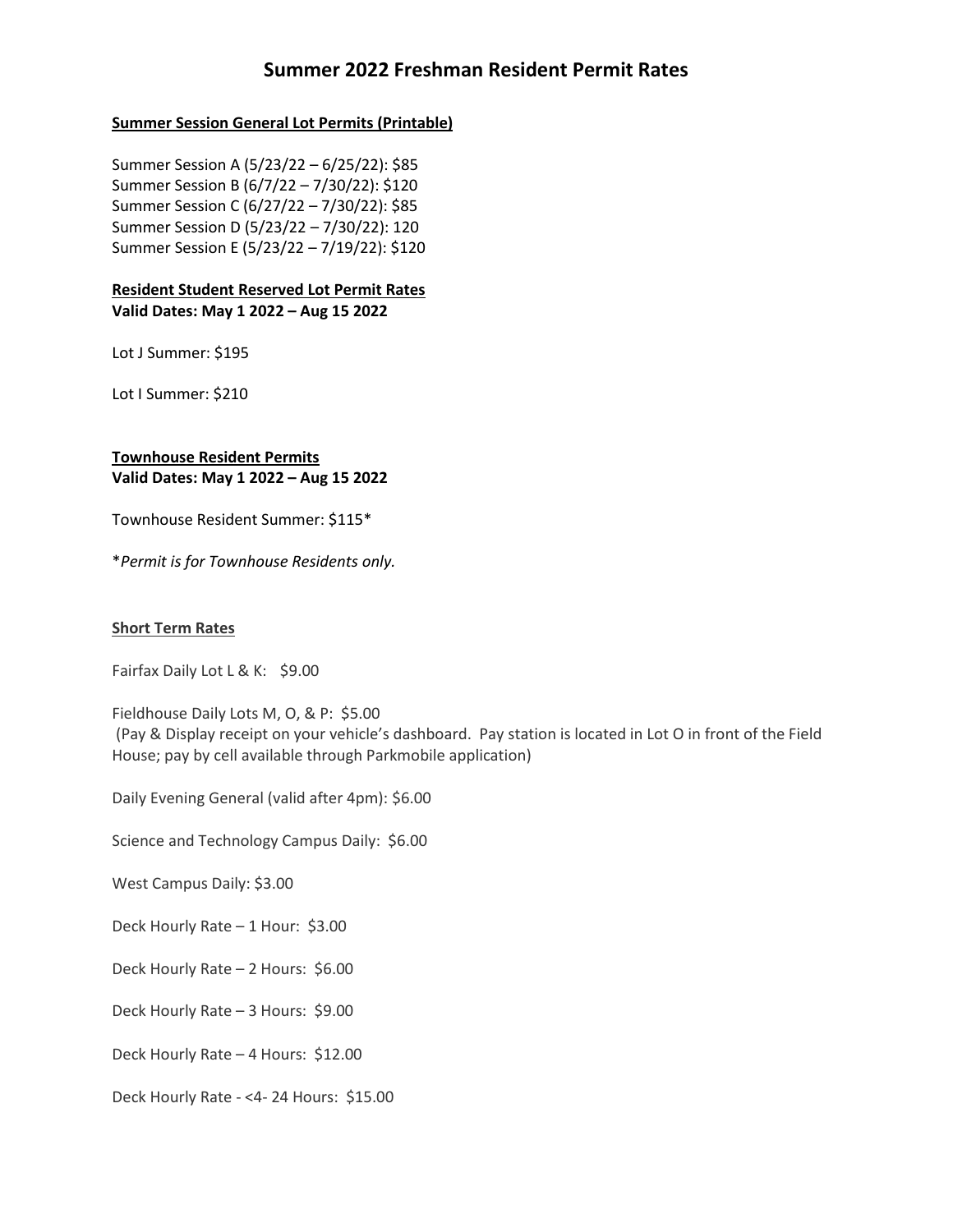# Summer 2022 Freshman Resident Permit Rates

**Summer Session General Lot Permits (Printable)**

Summer Session A (5/23/22 – 6/25/22): $85
Summer Session B (6/7/22 – 7/30/22): $120
Summer Session C (6/27/22 – 7/30/22): $85
Summer Session D (5/23/22 – 7/30/22): 120
Summer Session E (5/23/22 – 7/19/22): $120

**Resident Student Reserved Lot Permit Rates**
**Valid Dates: May 1 2022 – Aug 15 2022**

Lot J Summer: $195

Lot I Summer: $210

**Townhouse Resident Permits**
**Valid Dates: May 1 2022 – Aug 15 2022**

Townhouse Resident Summer: $115*

**Permit is for Townhouse Residents only.*

**Short Term Rates**

Fairfax Daily Lot L & K: $9.00

Fieldhouse Daily Lots M, O, & P: $5.00
(Pay & Display receipt on your vehicle's dashboard. Pay station is located in Lot O in front of the Field House; pay by cell available through Parkmobile application)

Daily Evening General (valid after 4pm): $6.00

Science and Technology Campus Daily: $6.00

West Campus Daily: $3.00

Deck Hourly Rate – 1 Hour: $3.00

Deck Hourly Rate – 2 Hours: $6.00

Deck Hourly Rate – 3 Hours: $9.00

Deck Hourly Rate – 4 Hours: $12.00

Deck Hourly Rate - <4- 24 Hours: $15.00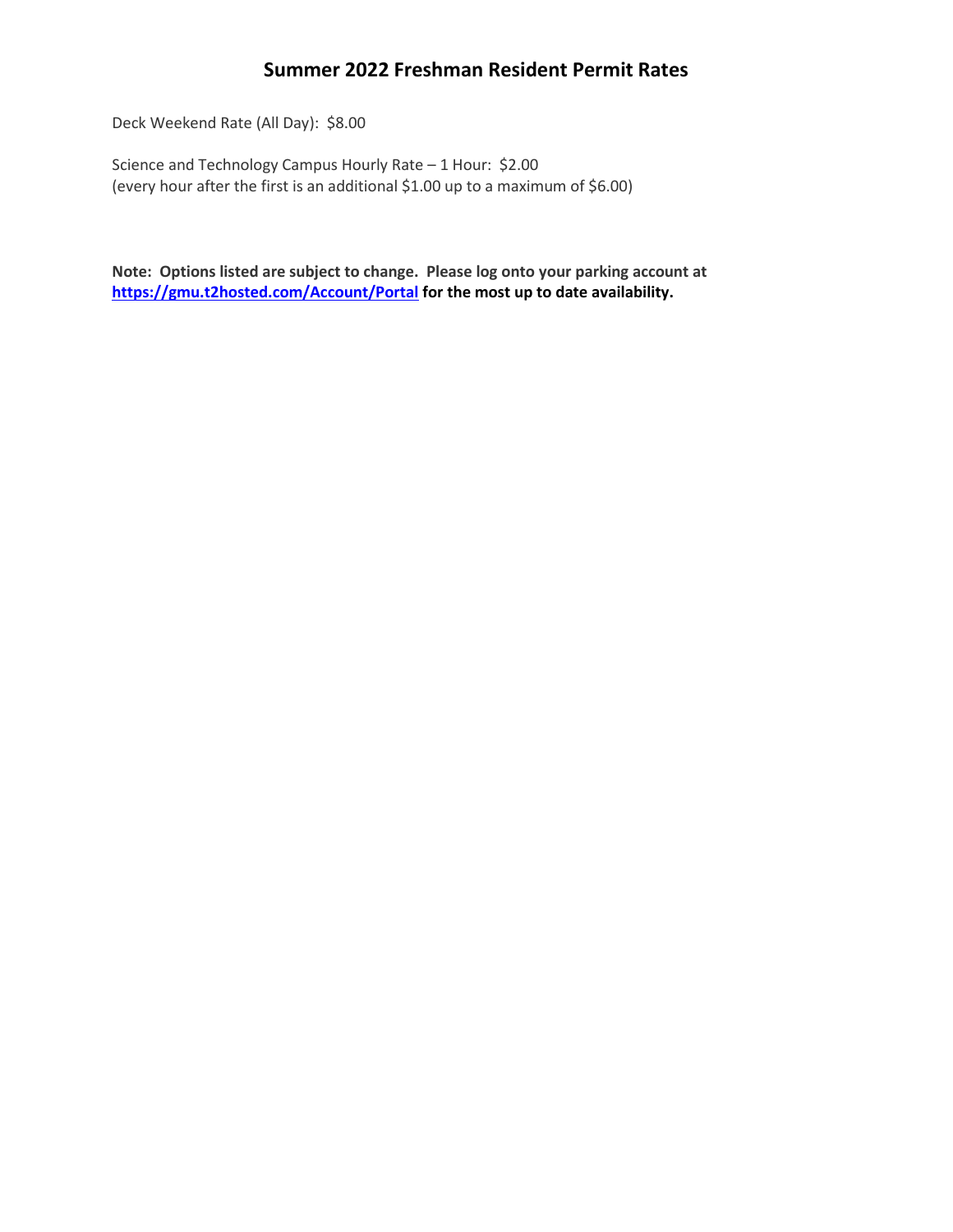# Summer 2022 Freshman Resident Permit Rates

Deck Weekend Rate (All Day): $8.00

Science and Technology Campus Hourly Rate – 1 Hour: $2.00
(every hour after the first is an additional $1.00 up to a maximum of $6.00)

**Note: Options listed are subject to change. Please log onto your parking account at [https://gmu.t2hosted.com/Account/Portal](https://gmu.t2hosted.com/Account/Portal) for the most up to date availability.**